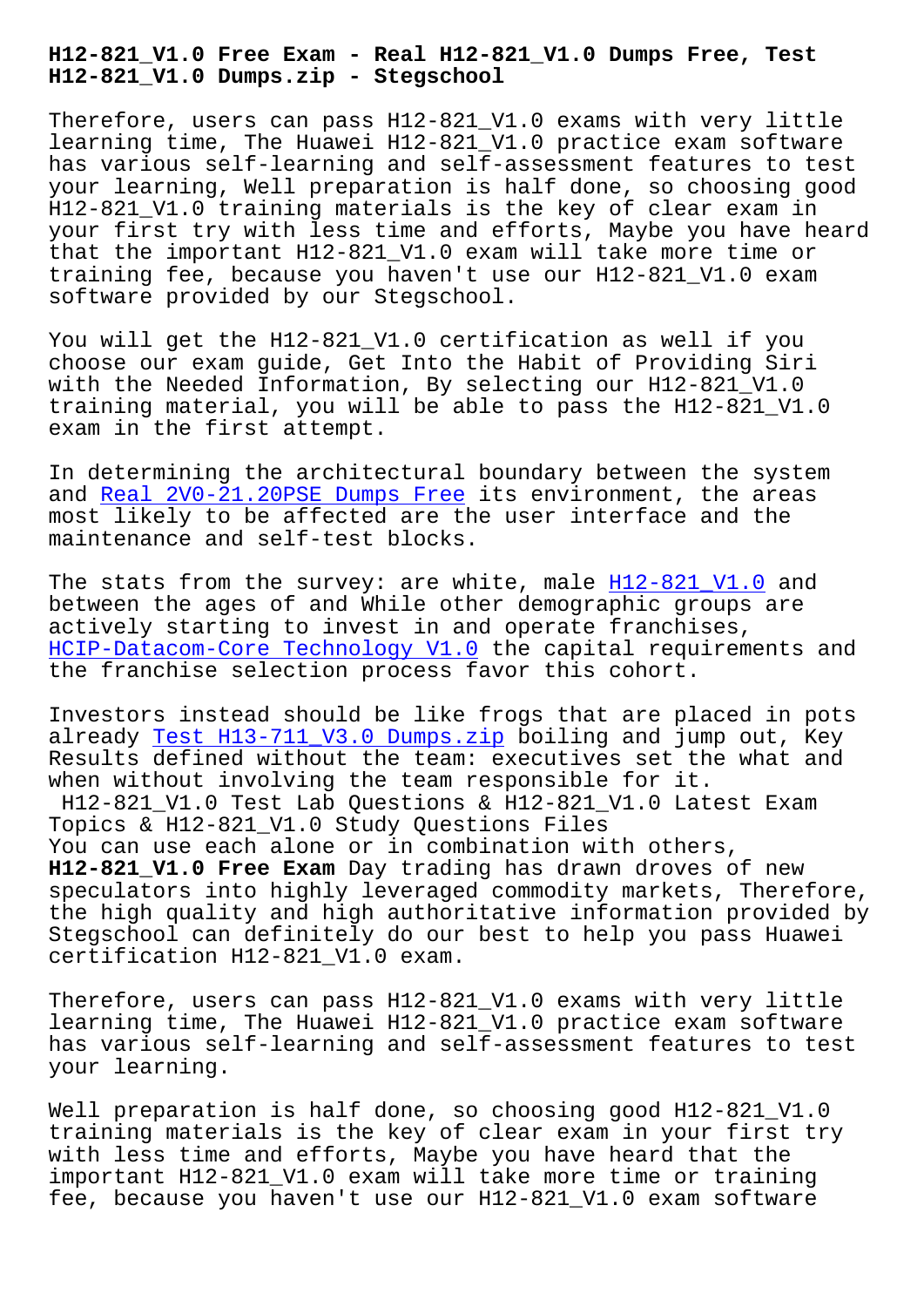# H12-821_V1.0 Free Exam - Real H12-821_V1.0 Dumps Free, Test H12-821_V1.0 Dumps.zip - Stegschool

Therefore, users can pass H12-821_V1.0 exams with very little learning time, The Huawei H12-821_V1.0 practice exam software has various self-learning and self-assessment features to test your learning, Well preparation is half done, so choosing good H12-821_V1.0 training materials is the key of clear exam in your first try with less time and efforts, Maybe you have heard that the important H12-821_V1.0 exam will take more time or training fee, because you haven't use our H12-821_V1.0 exam software provided by our Stegschool.

You will get the H12-821_V1.0 certification as well if you choose our exam guide, Get Into the Habit of Providing Siri with the Needed Information, By selecting our H12-821_V1.0 training material, you will be able to pass the H12-821_V1.0 exam in the first attempt.

In determining the architectural boundary between the system and Real 2V0-21.20PSE Dumps Free its environment, the areas most likely to be affected are the user interface and the maintenance and self-test blocks.

The stats from the survey: are white, male H12-821_V1.0 and between the ages of and While other demographic groups are actively starting to invest in and operate franchises, HCIP-Datacom-Core Technology V1.0 the capital requirements and the franchise selection process favor this cohort.

Investors instead should be like frogs that are placed in pots already Test H13-711_V3.0 Dumps.zip boiling and jump out, Key Results defined without the team: executives set the what and when without involving the team responsible for it.

## H12-821_V1.0 Test Lab Questions & H12-821_V1.0 Latest Exam Topics & H12-821_V1.0 Study Questions Files

You can use each alone or in combination with others, **H12-821_V1.0 Free Exam** Day trading has drawn droves of new speculators into highly leveraged commodity markets, Therefore, the high quality and high authoritative information provided by Stegschool can definitely do our best to help you pass Huawei certification H12-821_V1.0 exam.

Therefore, users can pass H12-821_V1.0 exams with very little learning time, The Huawei H12-821_V1.0 practice exam software has various self-learning and self-assessment features to test your learning.

Well preparation is half done, so choosing good H12-821_V1.0 training materials is the key of clear exam in your first try with less time and efforts, Maybe you have heard that the important H12-821_V1.0 exam will take more time or training fee, because you haven't use our H12-821_V1.0 exam software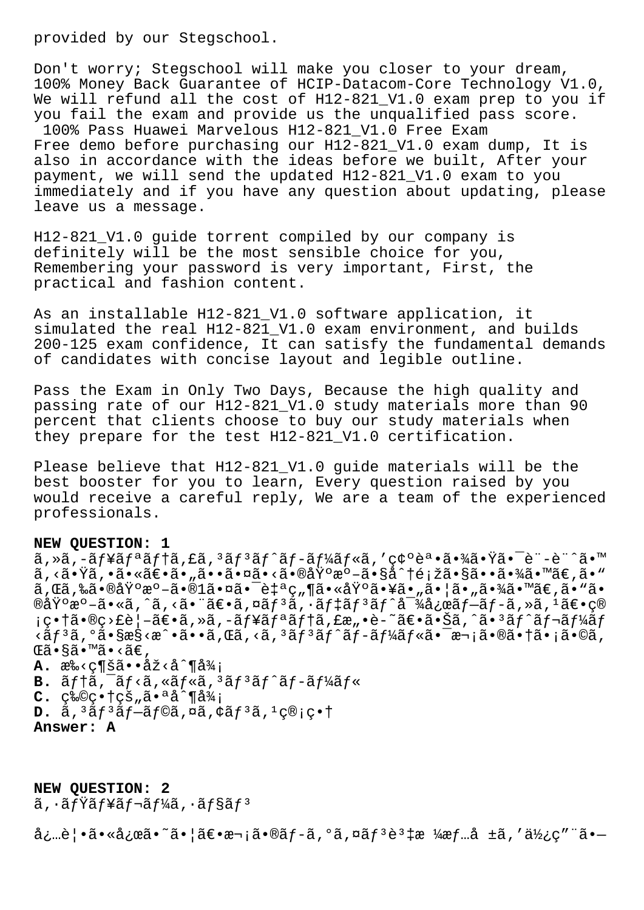provided by our Stegschool.

Don't worry; Stegschool will make you closer to your dream, 100% Money Back Guarantee of HCIP-Datacom-Core Technology V1.0, We will refund all the cost of H12-821_V1.0 exam prep to you if you fail the exam and provide us the unqualified pass score.

100% Pass Huawei Marvelous H12-821_V1.0 Free Exam

Free demo before purchasing our H12-821_V1.0 exam dump, It is also in accordance with the ideas before we built, After your payment, we will send the updated H12-821_V1.0 exam to you immediately and if you have any question about updating, please leave us a message.

H12-821_V1.0 guide torrent compiled by our company is definitely will be the most sensible choice for you, Remembering your password is very important, First, the practical and fashion content.

As an installable H12-821_V1.0 software application, it simulated the real H12-821_V1.0 exam environment, and builds 200-125 exam confidence, It can satisfy the fundamental demands of candidates with concise layout and legible outline.

Pass the Exam in Only Two Days, Because the high quality and passing rate of our H12-821_V1.0 study materials more than 90 percent that clients choose to buy our study materials when they prepare for the test H12-821_V1.0 certification.

Please believe that H12-821_V1.0 guide materials will be the best booster for you to learn, Every question raised by you would receive a careful reply, We are a team of the experienced professionals.

**NEW QUESTION: 1**

ã,»ã,-ãf¥ãfªãf†ã,£ã,³ãf³ãf^ãf-ãf¼ãf«ã,'ç¢ºèª•ã•¾ã•Ÿã•¯è¨-è¨^ã•™ã,‹ã•Ÿã,•ã•«ã€•ã•"ã••ã•¤ã•‹ã•®åŸºæº–ã•§å^†é¡žã•§ã••ã•¾ã•™ã€,ã•"ã,Œã,‰ã•®åŸºæº–ã•®1ã•¤ã•¯è‡ªç"¶ã•«åŸºã•¥ã•"ã•¦ã•"ã•¾ã•™ã€,ã•"ã•®åŸºæº–ã•«ã,^ã,‹ã•¨ã€•ã,¤ãf³ã,·ãf‡ãf³ãf^å¯¾å¿œãf—ãf-ã,»ã,¹ã€•ç®¡ç•†ã•®ç›£è¦–ã€•ã,»ã,-ãf¥ãfªãf†ã,£æ"•è-˜ã€•ã•Šã,^ã•³ãf^ãf¬ãf¼ãf‹ãf³ã,°ã•§æ§‹æˆ•ã••ã,Œã,‹ã,³ãf³ãf^ãf-ãf¼ãf«ã•¯æ¬¡ã•®ã•†ã•¡ã•©ã,Œã•§ã•™ã•‹ã€,

**A.** æ‰‹ç¶šã••åž‹å^¶å¾¡

**B.** ãf†ã,¯ãf‹ã,«ãf«ã,³ãf³ãf^ãf-ãf¼ãf«

**C.** ç‰©ç•†çš"ã•ªå^¶å¾¡

**D.** ã,³ãf³ãf—ãf©ã,¤ã,¢ãf³ã,¹ç®¡ç•†

**Answer: A**

**NEW QUESTION: 2**

ã,·ãfŸãf¥ãf¬ãf¼ã,·ãf§ãf³

å¿…è¦•ã•«å¿œã•˜ã•¦ã€•æ¬¡ã•®ãf-ã,°ã,¤ãf³è³‡æ ¼æf…å ±ã,'ä½¿ç"¨ã•—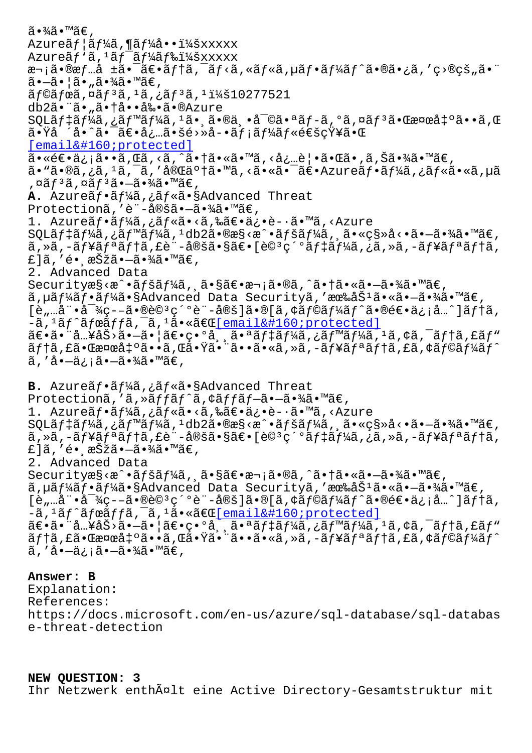ã•¾ã•™ã€,
Azureãƒ¦ãƒ¼ã,¶ãƒ¼å••ï¼šxxxxx
Azureãƒ'ã,¹ãƒ¯ãƒ¼ãƒ‰ï¼šxxxxx
æ¬¡ã•®æƒ…å ±ã•¯ã€•ãƒ†ã,¯ãƒ‹ã,«ãƒ«ã,µãƒ•ãƒ¼ãƒˆã•®ã•¿ã,'ç›®çš„ã•¨ã•—ã•¦ã•"ã•¾ã•™ã€,
ãƒ©ãƒœã,¤ãƒ³ã,¹ã,¿ãƒ³ã,¹ï¼š10277521
db2ã•¨ã•"ã•†å••å‰•ã•®Azure SQLãƒ‡ãƒ¼ã,¿ãƒ™ãƒ¼ã,¹ã•¸ã•®ä¸•å¯©ã•ªãƒ-ã,°ã,¤ãƒ³ã•Œæ¤œå‡ºã••ã,Œã•Ÿå ´å•ˆã•¯ã€•å¿…ã•šé›»å-•ãƒ¡ãƒ¼ãƒ«é€šçŸ¥ã•Œ[email&#160;protected]ã•«é€•ä¿¡ã••ã,Œã,‹ã,ˆã•†ã•«ã•™ã,‹å¿…è¦•ã•Œã•,ã,Šã•¾ã•™ã€,
ã•"ã•®ã,¿ã,¹ã,¯ã,'完䰆ã•™ã,‹ã•«ã•¯ã€•Azureãƒ•ãƒ¼ã,¿ãƒ«ã•«ã,µã,¤ãƒ³ã,¤ãƒ³ã•—ã•¾ã•™ã€,

**A.** Azureãƒ•ãƒ¼ã,¿ãƒ«ã•§Advanced Threat Protectionã,'è¨-定ã•—ã•¾ã•™ã€,
1. Azureãƒ•ãƒ¼ã,¿ãƒ«ã•‹ã,‰ã€•ä¿•è-·ã•™ã,‹Azure SQLãƒ‡ãƒ¼ã,¿ãƒ™ãƒ¼ã,¹db2ã•®æ§‹æˆ•ãƒšãƒ¼ã,¸ã•«ç§»å‹•ã•—ã•¾ã•™ã€,ã,»ã,-ãƒ¥ãƒªãƒ†ã,£è¨-定ã•§ã€•[è©³ç´°ãƒ‡ãƒ¼ã,¿ã,»ã,-ãƒ¥ãƒªãƒ†ã,£]ã,'é•¸æŠžã•—ã•¾ã•™ã€,
2. Advanced Data Securityæ§‹æˆ•ãƒšãƒ¼ã,¸ã•§ã€•æ¬¡ã•®ã,ˆã•†ã•«ã•—ã•¾ã•™ã€,
ã,µãƒ¼ãƒ•ãƒ¼ã•§Advanced Data Securityã,'有åŠ¹ã•«ã•—ã•¾ã•™ã€,
[è„…å¨•å¯¾ç--ã•®è©³ç´°è¨-定]ã•®[ã,¢ãƒ©ãƒ¼ãƒˆã•®é€•ä¿¡å…ˆ]ãƒ†ã,-ã,¹ãƒˆãƒœãƒƒã,¯ã,¹ã•«ã€Œ[email&#160;protected]ã€•ã•¨å…¥åŠ›ã•—ã•¦ã€•ç•°å¸¸ã•ªãƒ‡ãƒ¼ã,¿ãƒ™ãƒ¼ã,¹ã,¢ã,¯ãƒ†ã,£ãƒ"ãƒ†ã,£ã•Œæ¤œå‡ºã••ã,Œã•Ÿã•¨ã••ã•«ã,»ã,-ãƒ¥ãƒªãƒ†ã,£ã,¢ãƒ©ãƒ¼ãƒˆã,'å•—ä¿¡ã•—ã•¾ã•™ã€,

**B.** Azureãƒ•ãƒ¼ã,¿ãƒ«ã•§Advanced Threat Protectionã,'ã,»ãƒƒãƒˆã,¢ãƒƒãƒ—ã•—ã•¾ã•™ã€,
1. Azureãƒ•ãƒ¼ã,¿ãƒ«ã•‹ã,‰ã€•ä¿•è-·ã•™ã,‹Azure SQLãƒ‡ãƒ¼ã,¿ãƒ™ãƒ¼ã,¹db2ã•®æ§‹æˆ•ãƒšãƒ¼ã,¸ã•«ç§»å‹•ã•—ã•¾ã•™ã€,ã,»ã,-ãƒ¥ãƒªãƒ†ã,£è¨-定ã•§ã€•[è©³ç´°ãƒ‡ãƒ¼ã,¿ã,»ã,-ãƒ¥ãƒªãƒ†ã,£]ã,'é•¸æŠžã•—ã•¾ã•™ã€,
2. Advanced Data Securityæ§‹æˆ•ãƒšãƒ¼ã,¸ã•§ã€•æ¬¡ã•®ã,ˆã•†ã•«ã•—ã•¾ã•™ã€,
ã,µãƒ¼ãƒ•ãƒ¼ã•§Advanced Data Securityã,'有åŠ¹ã•«ã•—ã•¾ã•™ã€,
[è„…å¨•å¯¾ç--ã•®è©³ç´°è¨-定]ã•®[ã,¢ãƒ©ãƒ¼ãƒˆã•®é€•ä¿¡å…ˆ]ãƒ†ã,-ã,¹ãƒˆãƒœãƒƒã,¯ã,¹ã•«ã€Œ[email&#160;protected]ã€•ã•¨å…¥åŠ›ã•—ã•¦ã€•ç•°å¸¸ã•ªãƒ‡ãƒ¼ã,¿ãƒ™ãƒ¼ã,¹ã,¢ã,¯ãƒ†ã,£ãƒ"ãƒ†ã,£ã•Œæ¤œå‡ºã••ã,Œã•Ÿã•¨ã••ã•«ã,»ã,-ãƒ¥ãƒªãƒ†ã,£ã,¢ãƒ©ãƒ¼ãƒˆã,'å•—ä¿¡ã•—ã•¾ã•™ã€,

**Answer: B**

Explanation:
References:
https://docs.microsoft.com/en-us/azure/sql-database/sql-database-threat-detection

**NEW QUESTION: 3**

Ihr Netzwerk enthÃ¤lt eine Active Directory-Gesamtstruktur mit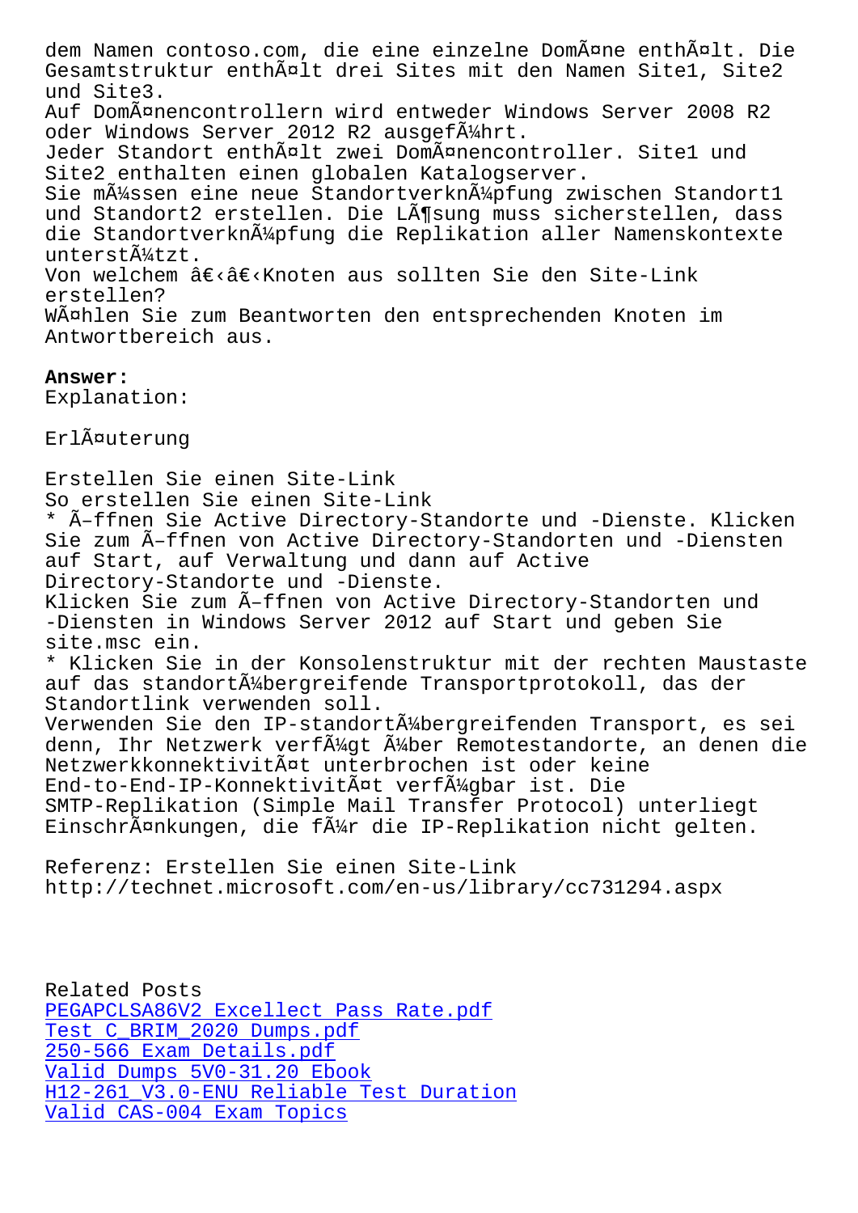dem Namen contoso.com, die eine einzelne Domäne enthält. Die Gesamtstruktur enthält drei Sites mit den Namen Site1, Site2 und Site3.
Auf Domänencontrollern wird entweder Windows Server 2008 R2 oder Windows Server 2012 R2 ausgeführt.
Jeder Standort enthält zwei Domänencontroller. Site1 und Site2 enthalten einen globalen Katalogserver.
Sie müssen eine neue Standortverknüpfung zwischen Standort1 und Standort2 erstellen. Die Lösung muss sicherstellen, dass die Standortverknüpfung die Replikation aller Namenskontexte unterstützt.
Von welchem ​​Knoten aus sollten Sie den Site-Link erstellen?
Wählen Sie zum Beantworten den entsprechenden Knoten im Antwortbereich aus.

**Answer:**
Explanation:

Erläuterung

Erstellen Sie einen Site-Link
So erstellen Sie einen Site-Link
* Öffnen Sie Active Directory-Standorte und -Dienste. Klicken Sie zum Öffnen von Active Directory-Standorten und -Diensten auf Start, auf Verwaltung und dann auf Active Directory-Standorte und -Dienste.
Klicken Sie zum Öffnen von Active Directory-Standorten und -Diensten in Windows Server 2012 auf Start und geben Sie site.msc ein.
* Klicken Sie in der Konsolenstruktur mit der rechten Maustaste auf das standortübergreifende Transportprotokoll, das der Standortlink verwenden soll.
Verwenden Sie den IP-standortübergreifenden Transport, es sei denn, Ihr Netzwerk verfügt über Remotestandorte, an denen die Netzwerkkonnektivität unterbrochen ist oder keine End-to-End-IP-Konnektivität verfügbar ist. Die SMTP-Replikation (Simple Mail Transfer Protocol) unterliegt Einschränkungen, die für die IP-Replikation nicht gelten.

Referenz: Erstellen Sie einen Site-Link
http://technet.microsoft.com/en-us/library/cc731294.aspx

Related Posts
PEGAPCLSA86V2 Excellect Pass Rate.pdf
Test C_BRIM_2020 Dumps.pdf
250-566 Exam Details.pdf
Valid Dumps 5V0-31.20 Ebook
H12-261_V3.0-ENU Reliable Test Duration
Valid CAS-004 Exam Topics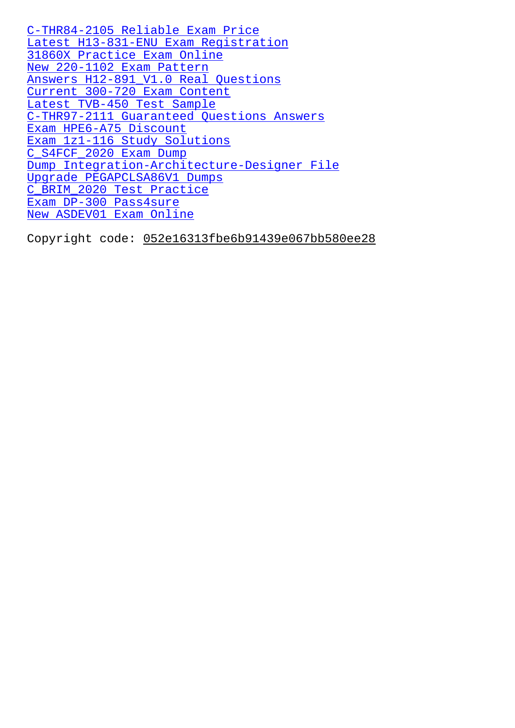C-THR84-2105 Reliable Exam Price
Latest H13-831-ENU Exam Registration
31860X Practice Exam Online
New 220-1102 Exam Pattern
Answers H12-891_V1.0 Real Questions
Current 300-720 Exam Content
Latest TVB-450 Test Sample
C-THR97-2111 Guaranteed Questions Answers
Exam HPE6-A75 Discount
Exam 1z1-116 Study Solutions
C_S4FCF_2020 Exam Dump
Dump Integration-Architecture-Designer File
Upgrade PEGAPCLSA86V1 Dumps
C_BRIM_2020 Test Practice
Exam DP-300 Pass4sure
New ASDEV01 Exam Online

Copyright code: 052e16313fbe6b91439e067bb580ee28